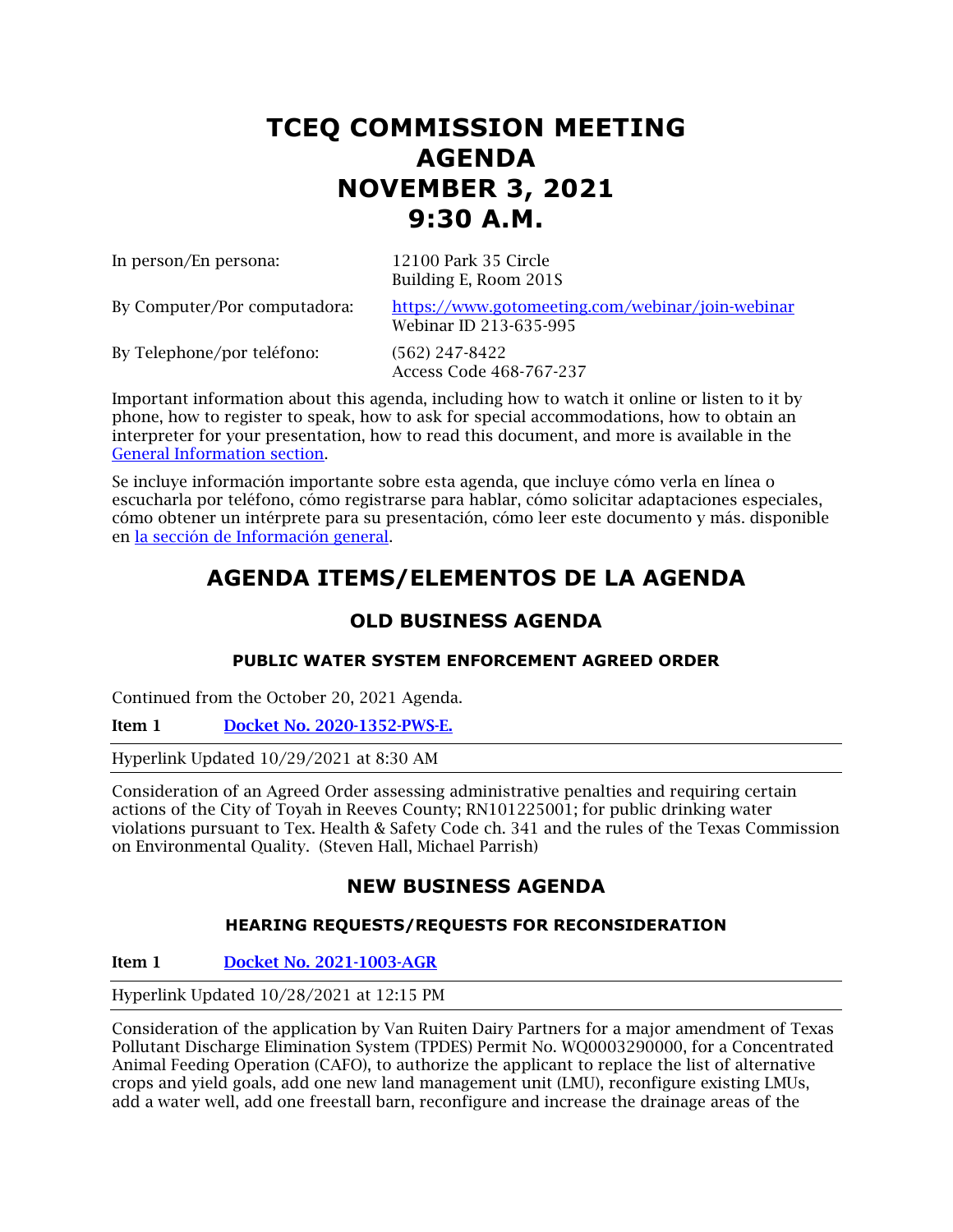# TCEQ COMMISSION MEETING AGENDA NOVEMBER 3, 2021 9:30 A.M.

| | |
|---|---|
| In person/En persona: | 12100 Park 35 Circle<br>Building E, Room 201S |
| By Computer/Por computadora: | [https://www.gotomeeting.com/webinar/join-webinar](https://www.gotomeeting.com/webinar/join-webinar)<br>Webinar ID 213-635-995 |
| By Telephone/por teléfono: | (562) 247-8422<br>Access Code 468-767-237 |

Important information about this agenda, including how to watch it online or listen to it by phone, how to register to speak, how to ask for special accommodations, how to obtain an interpreter for your presentation, how to read this document, and more is available in the [General Information section](#).

Se incluye información importante sobre esta agenda, que incluye cómo verla en línea o escucharla por teléfono, cómo registrarse para hablar, cómo solicitar adaptaciones especiales, cómo obtener un intérprete para su presentación, cómo leer este documento y más. disponible en [la sección de Información general](#).

## AGENDA ITEMS/ELEMENTOS DE LA AGENDA

### OLD BUSINESS AGENDA

#### PUBLIC WATER SYSTEM ENFORCEMENT AGREED ORDER

Continued from the October 20, 2021 Agenda.

**Item 1** **[Docket No. 2020-1352-PWS-E.](#)**

Hyperlink Updated 10/29/2021 at 8:30 AM

Consideration of an Agreed Order assessing administrative penalties and requiring certain actions of the City of Toyah in Reeves County; RN101225001; for public drinking water violations pursuant to Tex. Health & Safety Code ch. 341 and the rules of the Texas Commission on Environmental Quality. (Steven Hall, Michael Parrish)

### NEW BUSINESS AGENDA

#### HEARING REQUESTS/REQUESTS FOR RECONSIDERATION

**Item 1** **[Docket No. 2021-1003-AGR](#)**

Hyperlink Updated 10/28/2021 at 12:15 PM

Consideration of the application by Van Ruiten Dairy Partners for a major amendment of Texas Pollutant Discharge Elimination System (TPDES) Permit No. WQ0003290000, for a Concentrated Animal Feeding Operation (CAFO), to authorize the applicant to replace the list of alternative crops and yield goals, add one new land management unit (LMU), reconfigure existing LMUs, add a water well, add one freestall barn, reconfigure and increase the drainage areas of the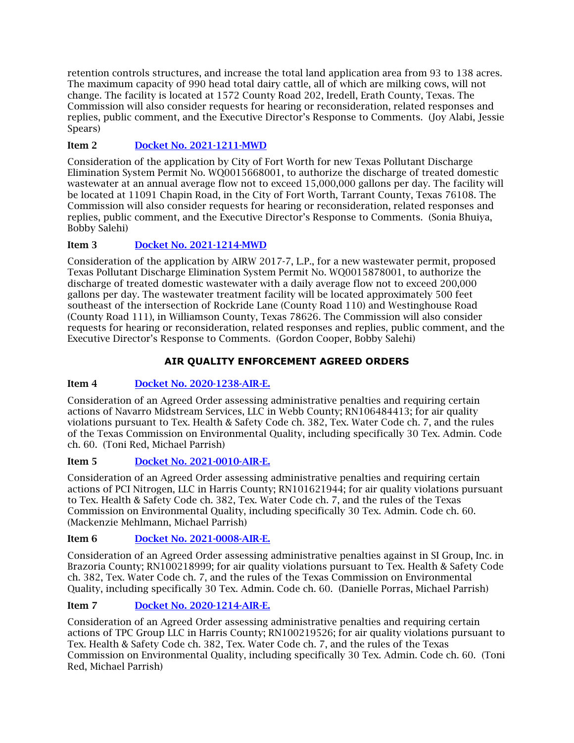retention controls structures, and increase the total land application area from 93 to 138 acres. The maximum capacity of 990 head total dairy cattle, all of which are milking cows, will not change. The facility is located at 1572 County Road 202, Iredell, Erath County, Texas. The Commission will also consider requests for hearing or reconsideration, related responses and replies, public comment, and the Executive Director's Response to Comments. (Joy Alabi, Jessie Spears)

**Item 2** [Docket No. 2021-1211-MWD]

Consideration of the application by City of Fort Worth for new Texas Pollutant Discharge Elimination System Permit No. WQ0015668001, to authorize the discharge of treated domestic wastewater at an annual average flow not to exceed 15,000,000 gallons per day. The facility will be located at 11091 Chapin Road, in the City of Fort Worth, Tarrant County, Texas 76108. The Commission will also consider requests for hearing or reconsideration, related responses and replies, public comment, and the Executive Director's Response to Comments. (Sonia Bhuiya, Bobby Salehi)

**Item 3** [Docket No. 2021-1214-MWD]

Consideration of the application by AIRW 2017-7, L.P., for a new wastewater permit, proposed Texas Pollutant Discharge Elimination System Permit No. WQ0015878001, to authorize the discharge of treated domestic wastewater with a daily average flow not to exceed 200,000 gallons per day. The wastewater treatment facility will be located approximately 500 feet southeast of the intersection of Rockride Lane (County Road 110) and Westinghouse Road (County Road 111), in Williamson County, Texas 78626. The Commission will also consider requests for hearing or reconsideration, related responses and replies, public comment, and the Executive Director's Response to Comments. (Gordon Cooper, Bobby Salehi)

## AIR QUALITY ENFORCEMENT AGREED ORDERS

**Item 4** [Docket No. 2020-1238-AIR-E.]

Consideration of an Agreed Order assessing administrative penalties and requiring certain actions of Navarro Midstream Services, LLC in Webb County; RN106484413; for air quality violations pursuant to Tex. Health & Safety Code ch. 382, Tex. Water Code ch. 7, and the rules of the Texas Commission on Environmental Quality, including specifically 30 Tex. Admin. Code ch. 60. (Toni Red, Michael Parrish)

**Item 5** [Docket No. 2021-0010-AIR-E.]

Consideration of an Agreed Order assessing administrative penalties and requiring certain actions of PCI Nitrogen, LLC in Harris County; RN101621944; for air quality violations pursuant to Tex. Health & Safety Code ch. 382, Tex. Water Code ch. 7, and the rules of the Texas Commission on Environmental Quality, including specifically 30 Tex. Admin. Code ch. 60. (Mackenzie Mehlmann, Michael Parrish)

**Item 6** [Docket No. 2021-0008-AIR-E.]

Consideration of an Agreed Order assessing administrative penalties against in SI Group, Inc. in Brazoria County; RN100218999; for air quality violations pursuant to Tex. Health & Safety Code ch. 382, Tex. Water Code ch. 7, and the rules of the Texas Commission on Environmental Quality, including specifically 30 Tex. Admin. Code ch. 60. (Danielle Porras, Michael Parrish)

**Item 7** [Docket No. 2020-1214-AIR-E.]

Consideration of an Agreed Order assessing administrative penalties and requiring certain actions of TPC Group LLC in Harris County; RN100219526; for air quality violations pursuant to Tex. Health & Safety Code ch. 382, Tex. Water Code ch. 7, and the rules of the Texas Commission on Environmental Quality, including specifically 30 Tex. Admin. Code ch. 60. (Toni Red, Michael Parrish)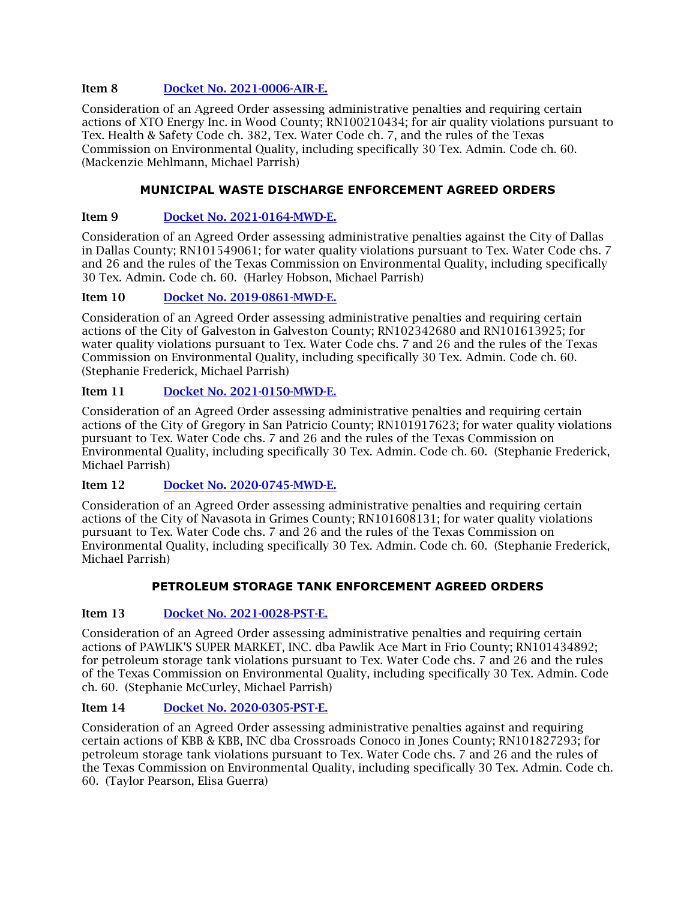**Item 8** [Docket No. 2021-0006-AIR-E.]

Consideration of an Agreed Order assessing administrative penalties and requiring certain actions of XTO Energy Inc. in Wood County; RN100210434; for air quality violations pursuant to Tex. Health & Safety Code ch. 382, Tex. Water Code ch. 7, and the rules of the Texas Commission on Environmental Quality, including specifically 30 Tex. Admin. Code ch. 60. (Mackenzie Mehlmann, Michael Parrish)

## MUNICIPAL WASTE DISCHARGE ENFORCEMENT AGREED ORDERS

**Item 9** [Docket No. 2021-0164-MWD-E.]

Consideration of an Agreed Order assessing administrative penalties against the City of Dallas in Dallas County; RN101549061; for water quality violations pursuant to Tex. Water Code chs. 7 and 26 and the rules of the Texas Commission on Environmental Quality, including specifically 30 Tex. Admin. Code ch. 60. (Harley Hobson, Michael Parrish)

**Item 10** [Docket No. 2019-0861-MWD-E.]

Consideration of an Agreed Order assessing administrative penalties and requiring certain actions of the City of Galveston in Galveston County; RN102342680 and RN101613925; for water quality violations pursuant to Tex. Water Code chs. 7 and 26 and the rules of the Texas Commission on Environmental Quality, including specifically 30 Tex. Admin. Code ch. 60. (Stephanie Frederick, Michael Parrish)

**Item 11** [Docket No. 2021-0150-MWD-E.]

Consideration of an Agreed Order assessing administrative penalties and requiring certain actions of the City of Gregory in San Patricio County; RN101917623; for water quality violations pursuant to Tex. Water Code chs. 7 and 26 and the rules of the Texas Commission on Environmental Quality, including specifically 30 Tex. Admin. Code ch. 60. (Stephanie Frederick, Michael Parrish)

**Item 12** [Docket No. 2020-0745-MWD-E.]

Consideration of an Agreed Order assessing administrative penalties and requiring certain actions of the City of Navasota in Grimes County; RN101608131; for water quality violations pursuant to Tex. Water Code chs. 7 and 26 and the rules of the Texas Commission on Environmental Quality, including specifically 30 Tex. Admin. Code ch. 60. (Stephanie Frederick, Michael Parrish)

## PETROLEUM STORAGE TANK ENFORCEMENT AGREED ORDERS

**Item 13** [Docket No. 2021-0028-PST-E.]

Consideration of an Agreed Order assessing administrative penalties and requiring certain actions of PAWLIK'S SUPER MARKET, INC. dba Pawlik Ace Mart in Frio County; RN101434892; for petroleum storage tank violations pursuant to Tex. Water Code chs. 7 and 26 and the rules of the Texas Commission on Environmental Quality, including specifically 30 Tex. Admin. Code ch. 60. (Stephanie McCurley, Michael Parrish)

**Item 14** [Docket No. 2020-0305-PST-E.]

Consideration of an Agreed Order assessing administrative penalties against and requiring certain actions of KBB & KBB, INC dba Crossroads Conoco in Jones County; RN101827293; for petroleum storage tank violations pursuant to Tex. Water Code chs. 7 and 26 and the rules of the Texas Commission on Environmental Quality, including specifically 30 Tex. Admin. Code ch. 60. (Taylor Pearson, Elisa Guerra)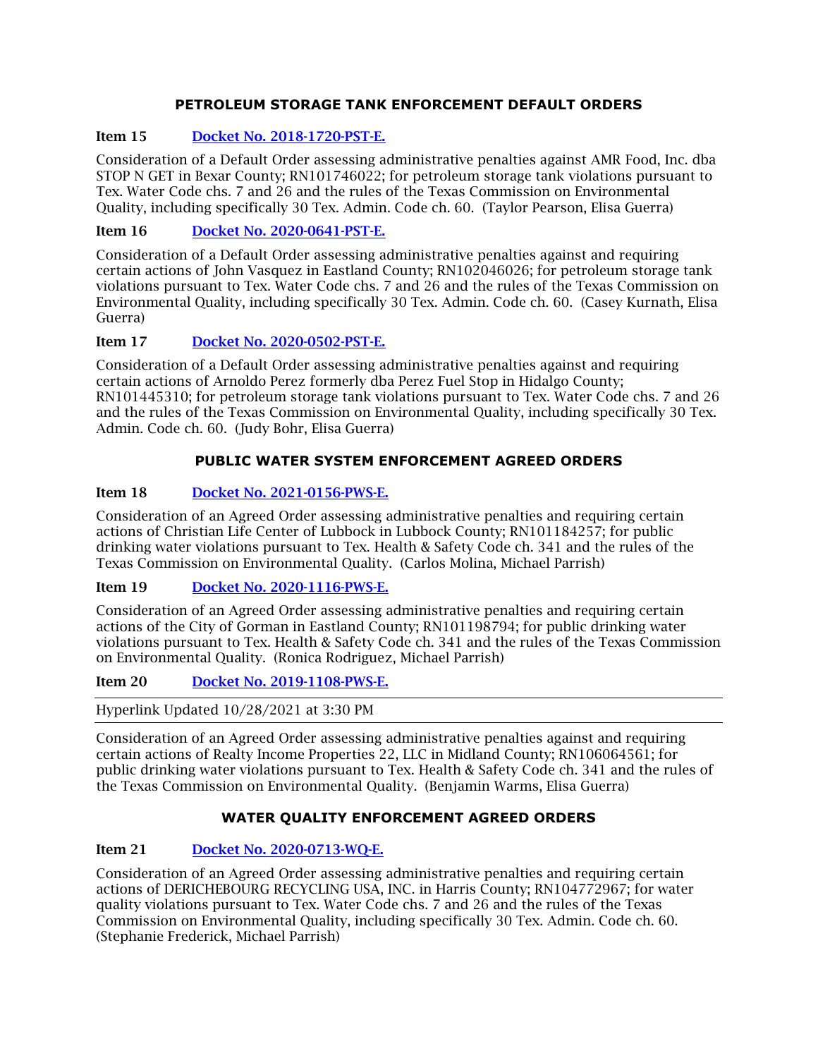## PETROLEUM STORAGE TANK ENFORCEMENT DEFAULT ORDERS

**Item 15** [Docket No. 2018-1720-PST-E.]()

Consideration of a Default Order assessing administrative penalties against AMR Food, Inc. dba STOP N GET in Bexar County; RN101746022; for petroleum storage tank violations pursuant to Tex. Water Code chs. 7 and 26 and the rules of the Texas Commission on Environmental Quality, including specifically 30 Tex. Admin. Code ch. 60. (Taylor Pearson, Elisa Guerra)

**Item 16** [Docket No. 2020-0641-PST-E.]()

Consideration of a Default Order assessing administrative penalties against and requiring certain actions of John Vasquez in Eastland County; RN102046026; for petroleum storage tank violations pursuant to Tex. Water Code chs. 7 and 26 and the rules of the Texas Commission on Environmental Quality, including specifically 30 Tex. Admin. Code ch. 60. (Casey Kurnath, Elisa Guerra)

**Item 17** [Docket No. 2020-0502-PST-E.]()

Consideration of a Default Order assessing administrative penalties against and requiring certain actions of Arnoldo Perez formerly dba Perez Fuel Stop in Hidalgo County; RN101445310; for petroleum storage tank violations pursuant to Tex. Water Code chs. 7 and 26 and the rules of the Texas Commission on Environmental Quality, including specifically 30 Tex. Admin. Code ch. 60. (Judy Bohr, Elisa Guerra)

## PUBLIC WATER SYSTEM ENFORCEMENT AGREED ORDERS

**Item 18** [Docket No. 2021-0156-PWS-E.]()

Consideration of an Agreed Order assessing administrative penalties and requiring certain actions of Christian Life Center of Lubbock in Lubbock County; RN101184257; for public drinking water violations pursuant to Tex. Health & Safety Code ch. 341 and the rules of the Texas Commission on Environmental Quality. (Carlos Molina, Michael Parrish)

**Item 19** [Docket No. 2020-1116-PWS-E.]()

Consideration of an Agreed Order assessing administrative penalties and requiring certain actions of the City of Gorman in Eastland County; RN101198794; for public drinking water violations pursuant to Tex. Health & Safety Code ch. 341 and the rules of the Texas Commission on Environmental Quality. (Ronica Rodriguez, Michael Parrish)

**Item 20** [Docket No. 2019-1108-PWS-E.]()

Hyperlink Updated 10/28/2021 at 3:30 PM

Consideration of an Agreed Order assessing administrative penalties against and requiring certain actions of Realty Income Properties 22, LLC in Midland County; RN106064561; for public drinking water violations pursuant to Tex. Health & Safety Code ch. 341 and the rules of the Texas Commission on Environmental Quality. (Benjamin Warms, Elisa Guerra)

## WATER QUALITY ENFORCEMENT AGREED ORDERS

**Item 21** [Docket No. 2020-0713-WQ-E.]()

Consideration of an Agreed Order assessing administrative penalties and requiring certain actions of DERICHEBOURG RECYCLING USA, INC. in Harris County; RN104772967; for water quality violations pursuant to Tex. Water Code chs. 7 and 26 and the rules of the Texas Commission on Environmental Quality, including specifically 30 Tex. Admin. Code ch. 60. (Stephanie Frederick, Michael Parrish)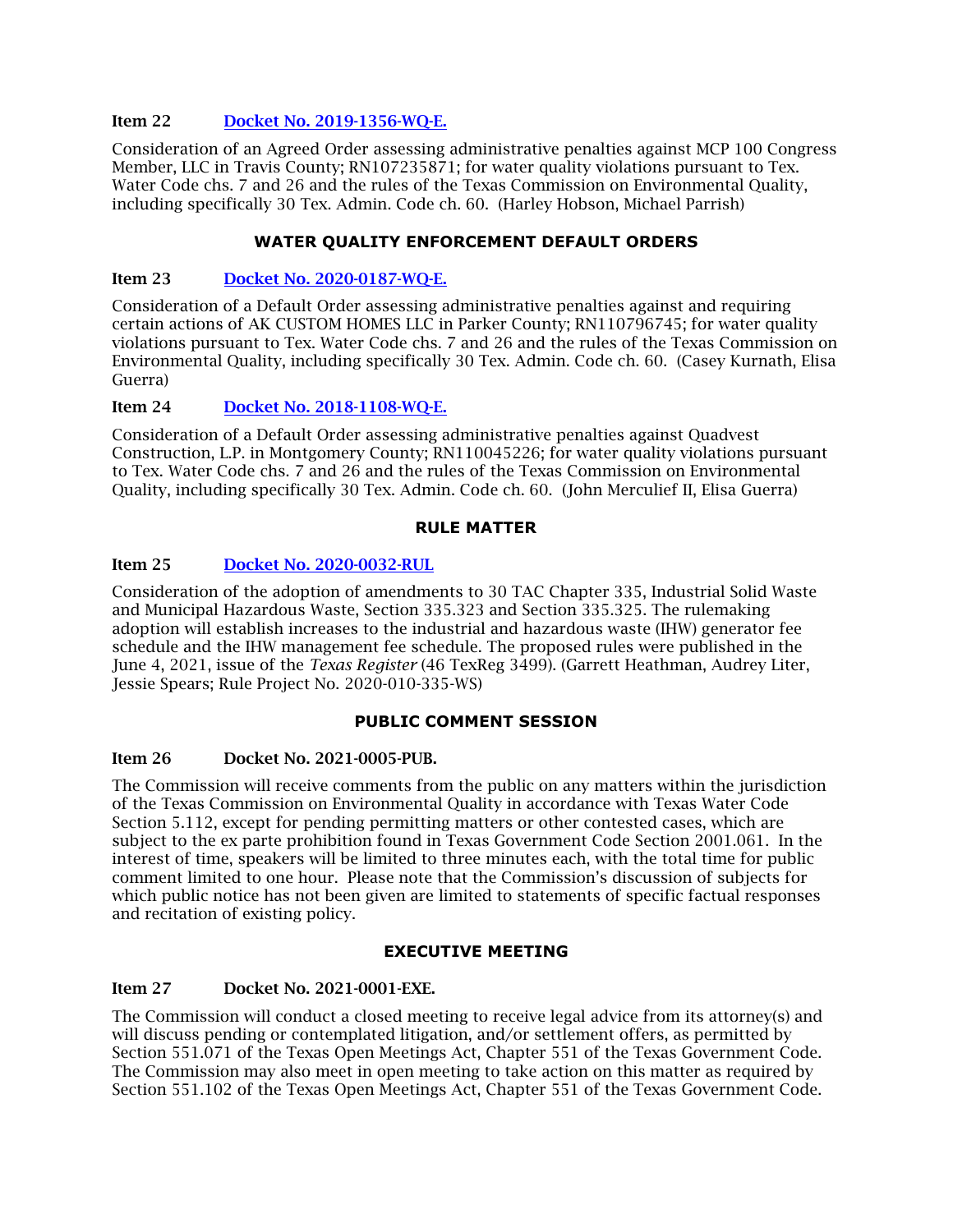**Item 22** [Docket No. 2019-1356-WQ-E.]

Consideration of an Agreed Order assessing administrative penalties against MCP 100 Congress Member, LLC in Travis County; RN107235871; for water quality violations pursuant to Tex. Water Code chs. 7 and 26 and the rules of the Texas Commission on Environmental Quality, including specifically 30 Tex. Admin. Code ch. 60. (Harley Hobson, Michael Parrish)

## WATER QUALITY ENFORCEMENT DEFAULT ORDERS

**Item 23** [Docket No. 2020-0187-WQ-E.]

Consideration of a Default Order assessing administrative penalties against and requiring certain actions of AK CUSTOM HOMES LLC in Parker County; RN110796745; for water quality violations pursuant to Tex. Water Code chs. 7 and 26 and the rules of the Texas Commission on Environmental Quality, including specifically 30 Tex. Admin. Code ch. 60. (Casey Kurnath, Elisa Guerra)

**Item 24** [Docket No. 2018-1108-WQ-E.]

Consideration of a Default Order assessing administrative penalties against Quadvest Construction, L.P. in Montgomery County; RN110045226; for water quality violations pursuant to Tex. Water Code chs. 7 and 26 and the rules of the Texas Commission on Environmental Quality, including specifically 30 Tex. Admin. Code ch. 60. (John Merculief II, Elisa Guerra)

## RULE MATTER

**Item 25** [Docket No. 2020-0032-RUL]

Consideration of the adoption of amendments to 30 TAC Chapter 335, Industrial Solid Waste and Municipal Hazardous Waste, Section 335.323 and Section 335.325. The rulemaking adoption will establish increases to the industrial and hazardous waste (IHW) generator fee schedule and the IHW management fee schedule. The proposed rules were published in the June 4, 2021, issue of the *Texas Register* (46 TexReg 3499). (Garrett Heathman, Audrey Liter, Jessie Spears; Rule Project No. 2020-010-335-WS)

## PUBLIC COMMENT SESSION

**Item 26** **Docket No. 2021-0005-PUB.**

The Commission will receive comments from the public on any matters within the jurisdiction of the Texas Commission on Environmental Quality in accordance with Texas Water Code Section 5.112, except for pending permitting matters or other contested cases, which are subject to the ex parte prohibition found in Texas Government Code Section 2001.061. In the interest of time, speakers will be limited to three minutes each, with the total time for public comment limited to one hour. Please note that the Commission's discussion of subjects for which public notice has not been given are limited to statements of specific factual responses and recitation of existing policy.

## EXECUTIVE MEETING

**Item 27** **Docket No. 2021-0001-EXE.**

The Commission will conduct a closed meeting to receive legal advice from its attorney(s) and will discuss pending or contemplated litigation, and/or settlement offers, as permitted by Section 551.071 of the Texas Open Meetings Act, Chapter 551 of the Texas Government Code. The Commission may also meet in open meeting to take action on this matter as required by Section 551.102 of the Texas Open Meetings Act, Chapter 551 of the Texas Government Code.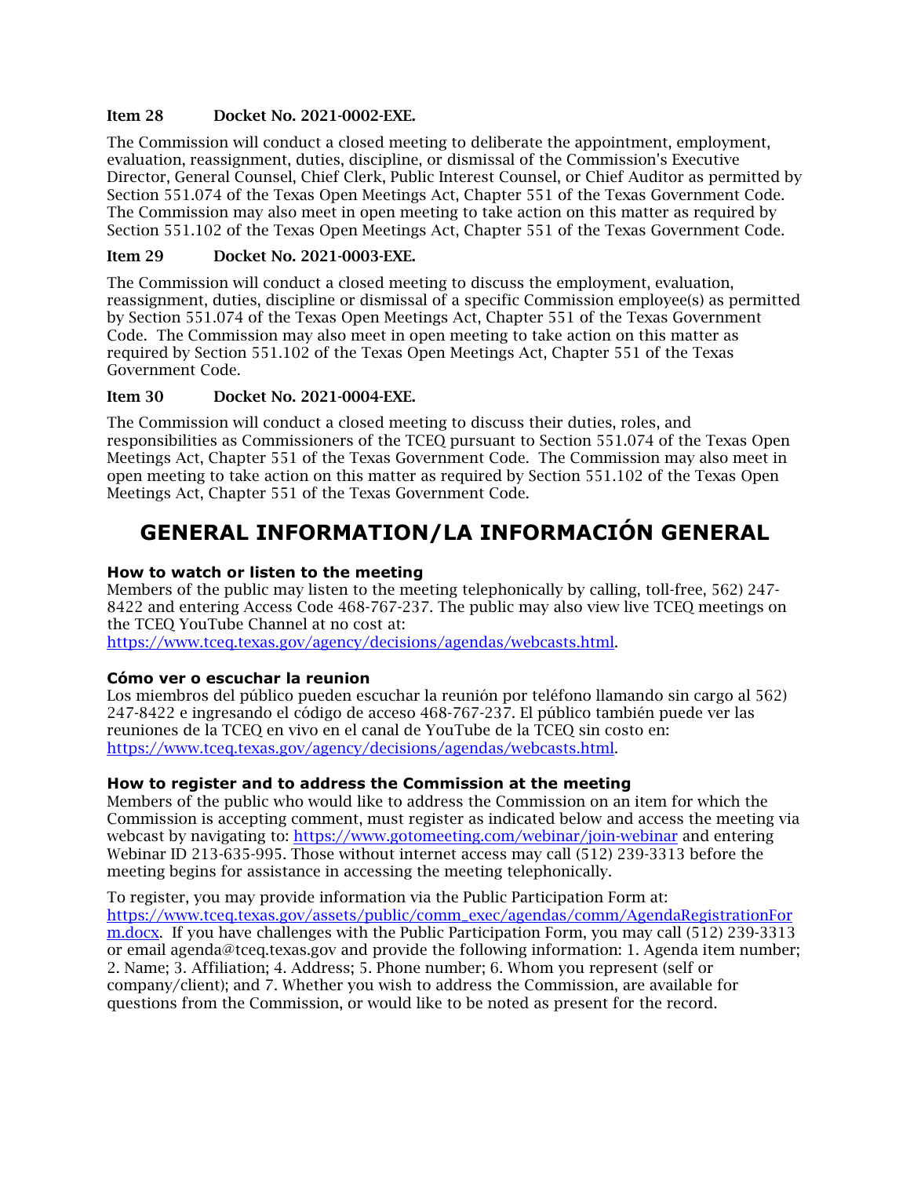**Item 28 Docket No. 2021-0002-EXE.**

The Commission will conduct a closed meeting to deliberate the appointment, employment, evaluation, reassignment, duties, discipline, or dismissal of the Commission's Executive Director, General Counsel, Chief Clerk, Public Interest Counsel, or Chief Auditor as permitted by Section 551.074 of the Texas Open Meetings Act, Chapter 551 of the Texas Government Code. The Commission may also meet in open meeting to take action on this matter as required by Section 551.102 of the Texas Open Meetings Act, Chapter 551 of the Texas Government Code.

**Item 29 Docket No. 2021-0003-EXE.**

The Commission will conduct a closed meeting to discuss the employment, evaluation, reassignment, duties, discipline or dismissal of a specific Commission employee(s) as permitted by Section 551.074 of the Texas Open Meetings Act, Chapter 551 of the Texas Government Code. The Commission may also meet in open meeting to take action on this matter as required by Section 551.102 of the Texas Open Meetings Act, Chapter 551 of the Texas Government Code.

**Item 30 Docket No. 2021-0004-EXE.**

The Commission will conduct a closed meeting to discuss their duties, roles, and responsibilities as Commissioners of the TCEQ pursuant to Section 551.074 of the Texas Open Meetings Act, Chapter 551 of the Texas Government Code. The Commission may also meet in open meeting to take action on this matter as required by Section 551.102 of the Texas Open Meetings Act, Chapter 551 of the Texas Government Code.

# GENERAL INFORMATION/LA INFORMACIÓN GENERAL

**How to watch or listen to the meeting**

Members of the public may listen to the meeting telephonically by calling, toll-free, 562) 247-8422 and entering Access Code 468-767-237. The public may also view live TCEQ meetings on the TCEQ YouTube Channel at no cost at: https://www.tceq.texas.gov/agency/decisions/agendas/webcasts.html.

**Cómo ver o escuchar la reunion**

Los miembros del público pueden escuchar la reunión por teléfono llamando sin cargo al 562) 247-8422 e ingresando el código de acceso 468-767-237. El público también puede ver las reuniones de la TCEQ en vivo en el canal de YouTube de la TCEQ sin costo en: https://www.tceq.texas.gov/agency/decisions/agendas/webcasts.html.

**How to register and to address the Commission at the meeting**

Members of the public who would like to address the Commission on an item for which the Commission is accepting comment, must register as indicated below and access the meeting via webcast by navigating to: https://www.gotomeeting.com/webinar/join-webinar and entering Webinar ID 213-635-995. Those without internet access may call (512) 239-3313 before the meeting begins for assistance in accessing the meeting telephonically.

To register, you may provide information via the Public Participation Form at: https://www.tceq.texas.gov/assets/public/comm_exec/agendas/comm/AgendaRegistrationForm.docx. If you have challenges with the Public Participation Form, you may call (512) 239-3313 or email agenda@tceq.texas.gov and provide the following information: 1. Agenda item number; 2. Name; 3. Affiliation; 4. Address; 5. Phone number; 6. Whom you represent (self or company/client); and 7. Whether you wish to address the Commission, are available for questions from the Commission, or would like to be noted as present for the record.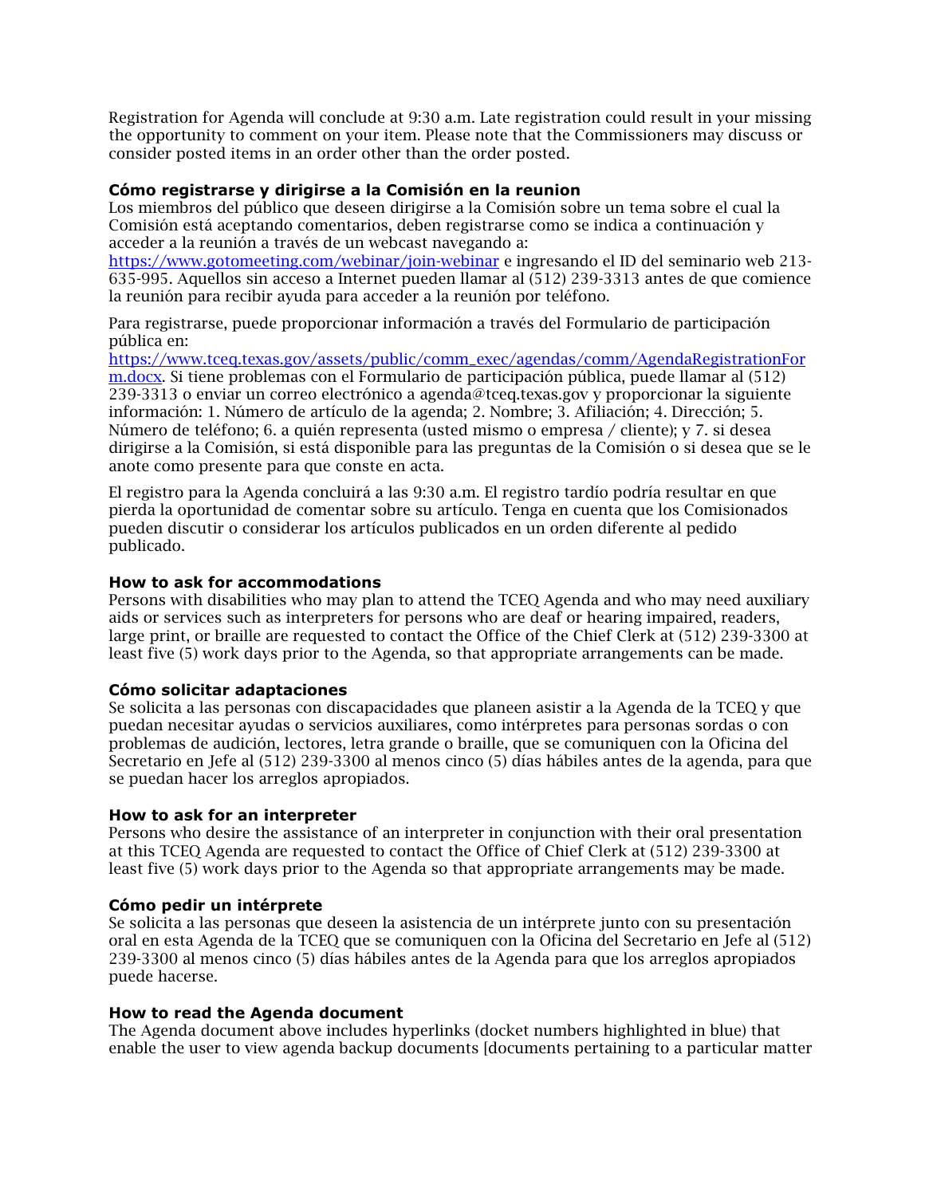Registration for Agenda will conclude at 9:30 a.m. Late registration could result in your missing the opportunity to comment on your item. Please note that the Commissioners may discuss or consider posted items in an order other than the order posted.

**Cómo registrarse y dirigirse a la Comisión en la reunion**
Los miembros del público que deseen dirigirse a la Comisión sobre un tema sobre el cual la Comisión está aceptando comentarios, deben registrarse como se indica a continuación y acceder a la reunión a través de un webcast navegando a: [https://www.gotomeeting.com/webinar/join-webinar](https://www.gotomeeting.com/webinar/join-webinar) e ingresando el ID del seminario web 213-635-995. Aquellos sin acceso a Internet pueden llamar al (512) 239-3313 antes de que comience la reunión para recibir ayuda para acceder a la reunión por teléfono.

Para registrarse, puede proporcionar información a través del Formulario de participación pública en: [https://www.tceq.texas.gov/assets/public/comm_exec/agendas/comm/AgendaRegistrationForm.docx](https://www.tceq.texas.gov/assets/public/comm_exec/agendas/comm/AgendaRegistrationForm.docx). Si tiene problemas con el Formulario de participación pública, puede llamar al (512) 239-3313 o enviar un correo electrónico a agenda@tceq.texas.gov y proporcionar la siguiente información: 1. Número de artículo de la agenda; 2. Nombre; 3. Afiliación; 4. Dirección; 5. Número de teléfono; 6. a quién representa (usted mismo o empresa / cliente); y 7. si desea dirigirse a la Comisión, si está disponible para las preguntas de la Comisión o si desea que se le anote como presente para que conste en acta.

El registro para la Agenda concluirá a las 9:30 a.m. El registro tardío podría resultar en que pierda la oportunidad de comentar sobre su artículo. Tenga en cuenta que los Comisionados pueden discutir o considerar los artículos publicados en un orden diferente al pedido publicado.

**How to ask for accommodations**
Persons with disabilities who may plan to attend the TCEQ Agenda and who may need auxiliary aids or services such as interpreters for persons who are deaf or hearing impaired, readers, large print, or braille are requested to contact the Office of the Chief Clerk at (512) 239-3300 at least five (5) work days prior to the Agenda, so that appropriate arrangements can be made.

**Cómo solicitar adaptaciones**
Se solicita a las personas con discapacidades que planeen asistir a la Agenda de la TCEQ y que puedan necesitar ayudas o servicios auxiliares, como intérpretes para personas sordas o con problemas de audición, lectores, letra grande o braille, que se comuniquen con la Oficina del Secretario en Jefe al (512) 239-3300 al menos cinco (5) días hábiles antes de la agenda, para que se puedan hacer los arreglos apropiados.

**How to ask for an interpreter**
Persons who desire the assistance of an interpreter in conjunction with their oral presentation at this TCEQ Agenda are requested to contact the Office of Chief Clerk at (512) 239-3300 at least five (5) work days prior to the Agenda so that appropriate arrangements may be made.

**Cómo pedir un intérprete**
Se solicita a las personas que deseen la asistencia de un intérprete junto con su presentación oral en esta Agenda de la TCEQ que se comuniquen con la Oficina del Secretario en Jefe al (512) 239-3300 al menos cinco (5) días hábiles antes de la Agenda para que los arreglos apropiados puede hacerse.

**How to read the Agenda document**
The Agenda document above includes hyperlinks (docket numbers highlighted in blue) that enable the user to view agenda backup documents [documents pertaining to a particular matter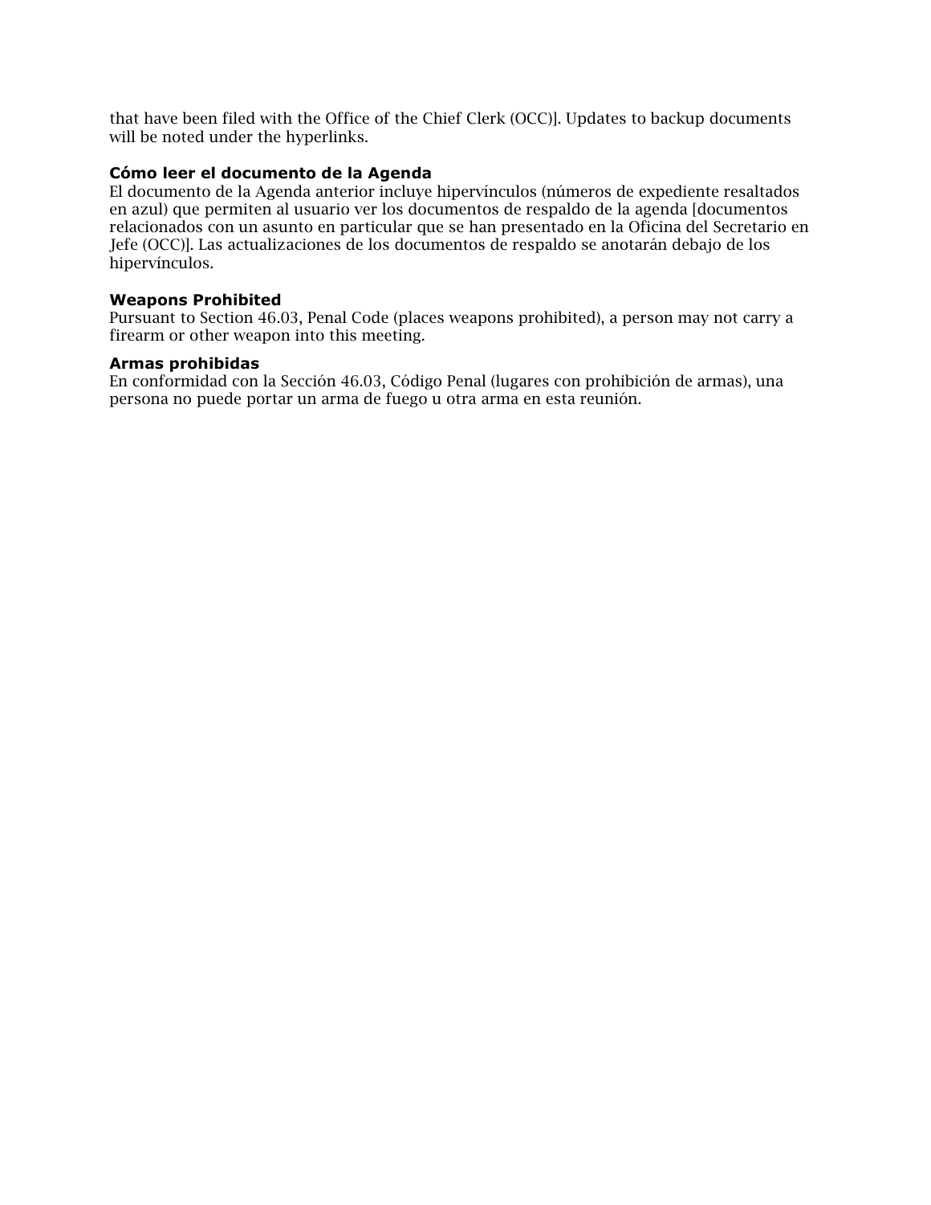that have been filed with the Office of the Chief Clerk (OCC)]. Updates to backup documents will be noted under the hyperlinks.

**Cómo leer el documento de la Agenda**
El documento de la Agenda anterior incluye hipervínculos (números de expediente resaltados en azul) que permiten al usuario ver los documentos de respaldo de la agenda [documentos relacionados con un asunto en particular que se han presentado en la Oficina del Secretario en Jefe (OCC)]. Las actualizaciones de los documentos de respaldo se anotarán debajo de los hipervínculos.

**Weapons Prohibited**
Pursuant to Section 46.03, Penal Code (places weapons prohibited), a person may not carry a firearm or other weapon into this meeting.

**Armas prohibidas**
En conformidad con la Sección 46.03, Código Penal (lugares con prohibición de armas), una persona no puede portar un arma de fuego u otra arma en esta reunión.